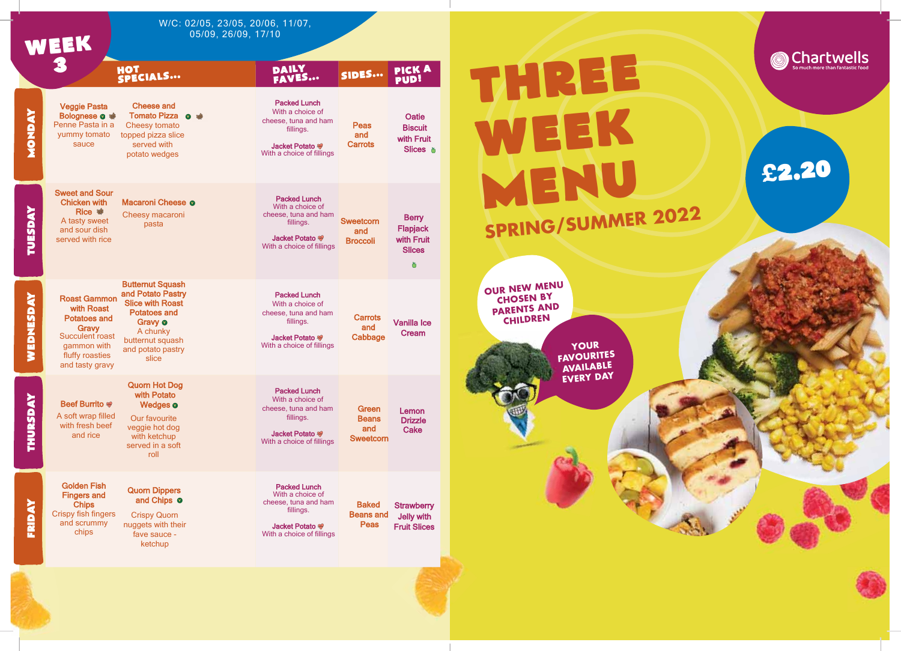# WEEK 3

W/C: 02/05, 23/05, 20/06, 11/07, 05/09, 26/09, 17/10

| | HOT SPECIALS... | | DAILY FAVES... | SIDES... | PICK A PUD! |
|---|---|---|---|---|---|
| MONDAY | **Veggie Pasta Bolognese** Penne Pasta in a yummy tomato sauce | **Cheese and Tomato Pizza** Cheesy tomato topped pizza slice served with potato wedges | **Packed Lunch** With a choice of cheese, tuna and ham fillings. **Jacket Potato** With a choice of fillings | Peas and Carrots | Oatie Biscuit with Fruit Slices |
| TUESDAY | **Sweet and Sour Chicken with Rice** A tasty sweet and sour dish served with rice | **Macaroni Cheese** Cheesy macaroni pasta | **Packed Lunch** With a choice of cheese, tuna and ham fillings. **Jacket Potato** With a choice of fillings | Sweetcorn and Broccoli | Berry Flapjack with Fruit Slices |
| WEDNESDAY | **Roast Gammon with Roast Potatoes and Gravy** Succulent roast gammon with fluffy roasties and tasty gravy | **Butternut Squash and Potato Pastry Slice with Roast Potatoes and Gravy** A chunky butternut squash and potato pastry slice | **Packed Lunch** With a choice of cheese, tuna and ham fillings. **Jacket Potato** With a choice of fillings | Carrots and Cabbage | Vanilla Ice Cream |
| THURSDAY | **Beef Burrito** A soft wrap filled with fresh beef and rice | **Quorn Hot Dog with Potato Wedges** Our favourite veggie hot dog with ketchup served in a soft roll | **Packed Lunch** With a choice of cheese, tuna and ham fillings. **Jacket Potato** With a choice of fillings | Green Beans and Sweetcorn | Lemon Drizzle Cake |
| FRIDAY | **Golden Fish Fingers and Chips** Crispy fish fingers and scrummy chips | **Quorn Dippers and Chips** Crispy Quorn nuggets with their fave sauce - ketchup | **Packed Lunch** With a choice of cheese, tuna and ham fillings. **Jacket Potato** With a choice of fillings | Baked Beans and Peas | Strawberry Jelly with Fruit Slices |

# THREE WEEK MENU

## SPRING/SUMMER 2022

Chartwells — So much more than fantastic food

**£2.20**

OUR NEW MENU CHOSEN BY PARENTS AND CHILDREN

YOUR FAVOURITES AVAILABLE EVERY DAY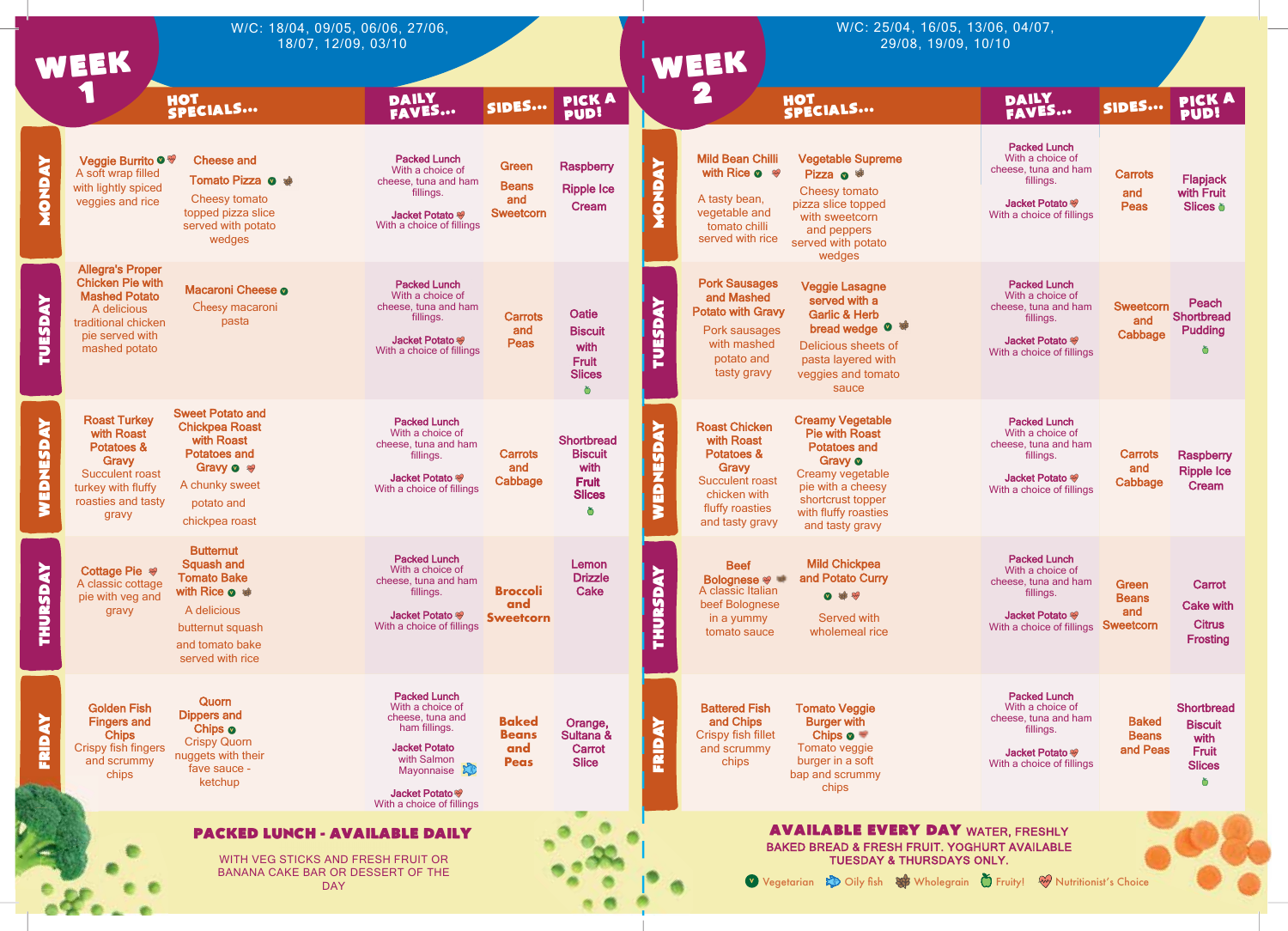# WEEK 1

W/C: 18/04, 09/05, 06/06, 27/06, 18/07, 12/09, 03/10

| | HOT SPECIALS... | | DAILY FAVES... | SIDES... | PICK A PUD! |
|---|---|---|---|---|---|
| MONDAY | **Veggie Burrito** (Vegetarian, Nutritionist's Choice) A soft wrap filled with lightly spiced veggies and rice | **Cheese and Tomato Pizza** (Vegetarian, Wholegrain) Cheesy tomato topped pizza slice served with potato wedges | **Packed Lunch** With a choice of cheese, tuna and ham fillings. **Jacket Potato** (Nutritionist's Choice) With a choice of fillings | Green Beans and Sweetcorn | Raspberry Ripple Ice Cream |
| TUESDAY | **Allegra's Proper Chicken Pie with Mashed Potato** A delicious traditional chicken pie served with mashed potato | **Macaroni Cheese** (Vegetarian) Cheesy macaroni pasta | **Packed Lunch** With a choice of cheese, tuna and ham fillings. **Jacket Potato** (Nutritionist's Choice) With a choice of fillings | Carrots and Peas | Oatie Biscuit with Fruit Slices (Fruity!) |
| WEDNESDAY | **Roast Turkey with Roast Potatoes & Gravy** Succulent roast turkey with fluffy roasties and tasty gravy | **Sweet Potato and Chickpea Roast with Roast Potatoes and Gravy** (Vegetarian, Nutritionist's Choice) A chunky sweet potato and chickpea roast | **Packed Lunch** With a choice of cheese, tuna and ham fillings. **Jacket Potato** (Nutritionist's Choice) With a choice of fillings | Carrots and Cabbage | Shortbread Biscuit with Fruit Slices (Fruity!) |
| THURSDAY | **Cottage Pie** (Nutritionist's Choice) A classic cottage pie with veg and gravy | **Butternut Squash and Tomato Bake with Rice** (Vegetarian, Wholegrain) A delicious butternut squash and tomato bake served with rice | **Packed Lunch** With a choice of cheese, tuna and ham fillings. **Jacket Potato** (Nutritionist's Choice) With a choice of fillings | Broccoli and Sweetcorn | Lemon Drizzle Cake |
| FRIDAY | **Golden Fish Fingers and Chips** Crispy fish fingers and scrummy chips | **Quorn Dippers and Chips** (Vegetarian) Crispy Quorn nuggets with their fave sauce - ketchup | **Packed Lunch** With a choice of cheese, tuna and ham fillings. **Jacket Potato** with Salmon Mayonnaise (Oily fish) **Jacket Potato** (Nutritionist's Choice) With a choice of fillings | Baked Beans and Peas | Orange, Sultana & Carrot Slice |

## PACKED LUNCH - AVAILABLE DAILY

WITH VEG STICKS AND FRESH FRUIT OR BANANA CAKE BAR OR DESSERT OF THE DAY

# WEEK 2

W/C: 25/04, 16/05, 13/06, 04/07, 29/08, 19/09, 10/10

| | HOT SPECIALS... | | DAILY FAVES... | SIDES... | PICK A PUD! |
|---|---|---|---|---|---|
| MONDAY | **Mild Bean Chilli with Rice** (Vegetarian, Nutritionist's Choice) A tasty bean, vegetable and tomato chilli served with rice | **Vegetable Supreme Pizza** (Vegetarian, Wholegrain) Cheesy tomato pizza slice topped with sweetcorn and peppers served with potato wedges | **Packed Lunch** With a choice of cheese, tuna and ham fillings. **Jacket Potato** (Nutritionist's Choice) With a choice of fillings | Carrots and Peas | Flapjack with Fruit Slices (Fruity!) |
| TUESDAY | **Pork Sausages and Mashed Potato with Gravy** Pork sausages with mashed potato and tasty gravy | **Veggie Lasagne served with a Garlic & Herb bread wedge** (Vegetarian, Wholegrain) Delicious sheets of pasta layered with veggies and tomato sauce | **Packed Lunch** With a choice of cheese, tuna and ham fillings. **Jacket Potato** (Nutritionist's Choice) With a choice of fillings | Sweetcorn and Cabbage | Peach Shortbread Pudding (Fruity!) |
| WEDNESDAY | **Roast Chicken with Roast Potatoes & Gravy** Succulent roast chicken with fluffy roasties and tasty gravy | **Creamy Vegetable Pie with Roast Potatoes and Gravy** (Vegetarian) Creamy vegetable pie with a cheesy shortcrust topper with fluffy roasties and tasty gravy | **Packed Lunch** With a choice of cheese, tuna and ham fillings. **Jacket Potato** (Nutritionist's Choice) With a choice of fillings | Carrots and Cabbage | Raspberry Ripple Ice Cream |
| THURSDAY | **Beef Bolognese** (Nutritionist's Choice, Wholegrain) A classic Italian beef Bolognese in a yummy tomato sauce | **Mild Chickpea and Potato Curry** (Vegetarian, Wholegrain, Nutritionist's Choice) Served with wholemeal rice | **Packed Lunch** With a choice of cheese, tuna and ham fillings. **Jacket Potato** (Nutritionist's Choice) With a choice of fillings | Green Beans and Sweetcorn | Carrot Cake with Citrus Frosting |
| FRIDAY | **Battered Fish and Chips** Crispy fish fillet and scrummy chips | **Tomato Veggie Burger with Chips** (Vegetarian, Nutritionist's Choice) Tomato veggie burger in a soft bap and scrummy chips | **Packed Lunch** With a choice of cheese, tuna and ham fillings. **Jacket Potato** (Nutritionist's Choice) With a choice of fillings | Baked Beans and Peas | Shortbread Biscuit with Fruit Slices (Fruity!) |

## AVAILABLE EVERY DAY WATER, FRESHLY BAKED BREAD & FRESH FRUIT. YOGHURT AVAILABLE TUESDAY & THURSDAYS ONLY.

Key: Vegetarian | Oily fish | Wholegrain | Fruity! | Nutritionist's Choice